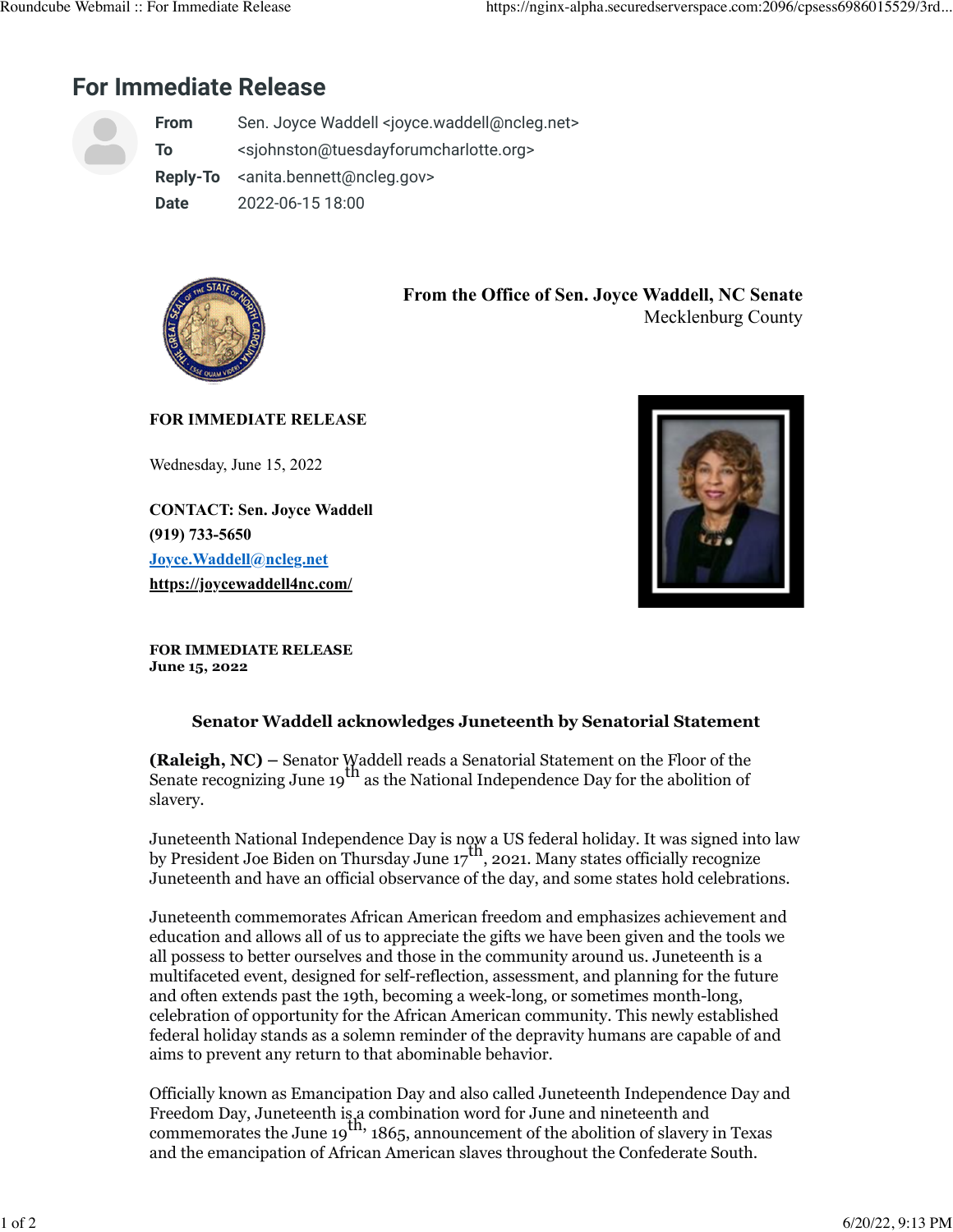# For Immediate Release

**From** Sen. Joyce Waddell <joyce.waddell@ncleg.net>
**To** <sjohnston@tuesdayforumcharlotte.org>
**Reply-To** <anita.bennett@ncleg.gov>
**Date** 2022-06-15 18:00

**From the Office of Sen. Joyce Waddell, NC Senate**
Mecklenburg County

**FOR IMMEDIATE RELEASE**

Wednesday, June 15, 2022

**CONTACT: Sen. Joyce Waddell**
**(919) 733-5650**
**[Joyce.Waddell@ncleg.net](mailto:Joyce.Waddell@ncleg.net)**
**https://joycewaddell4nc.com/**

**FOR IMMEDIATE RELEASE**
**June 15, 2022**

### Senator Waddell acknowledges Juneteenth by Senatorial Statement

**(Raleigh, NC) –** Senator Waddell reads a Senatorial Statement on the Floor of the Senate recognizing June 19th as the National Independence Day for the abolition of slavery.

Juneteenth National Independence Day is now a US federal holiday. It was signed into law by President Joe Biden on Thursday June 17th, 2021. Many states officially recognize Juneteenth and have an official observance of the day, and some states hold celebrations.

Juneteenth commemorates African American freedom and emphasizes achievement and education and allows all of us to appreciate the gifts we have been given and the tools we all possess to better ourselves and those in the community around us. Juneteenth is a multifaceted event, designed for self-reflection, assessment, and planning for the future and often extends past the 19th, becoming a week-long, or sometimes month-long, celebration of opportunity for the African American community. This newly established federal holiday stands as a solemn reminder of the depravity humans are capable of and aims to prevent any return to that abominable behavior.

Officially known as Emancipation Day and also called Juneteenth Independence Day and Freedom Day, Juneteenth is a combination word for June and nineteenth and commemorates the June 19th, 1865, announcement of the abolition of slavery in Texas and the emancipation of African American slaves throughout the Confederate South.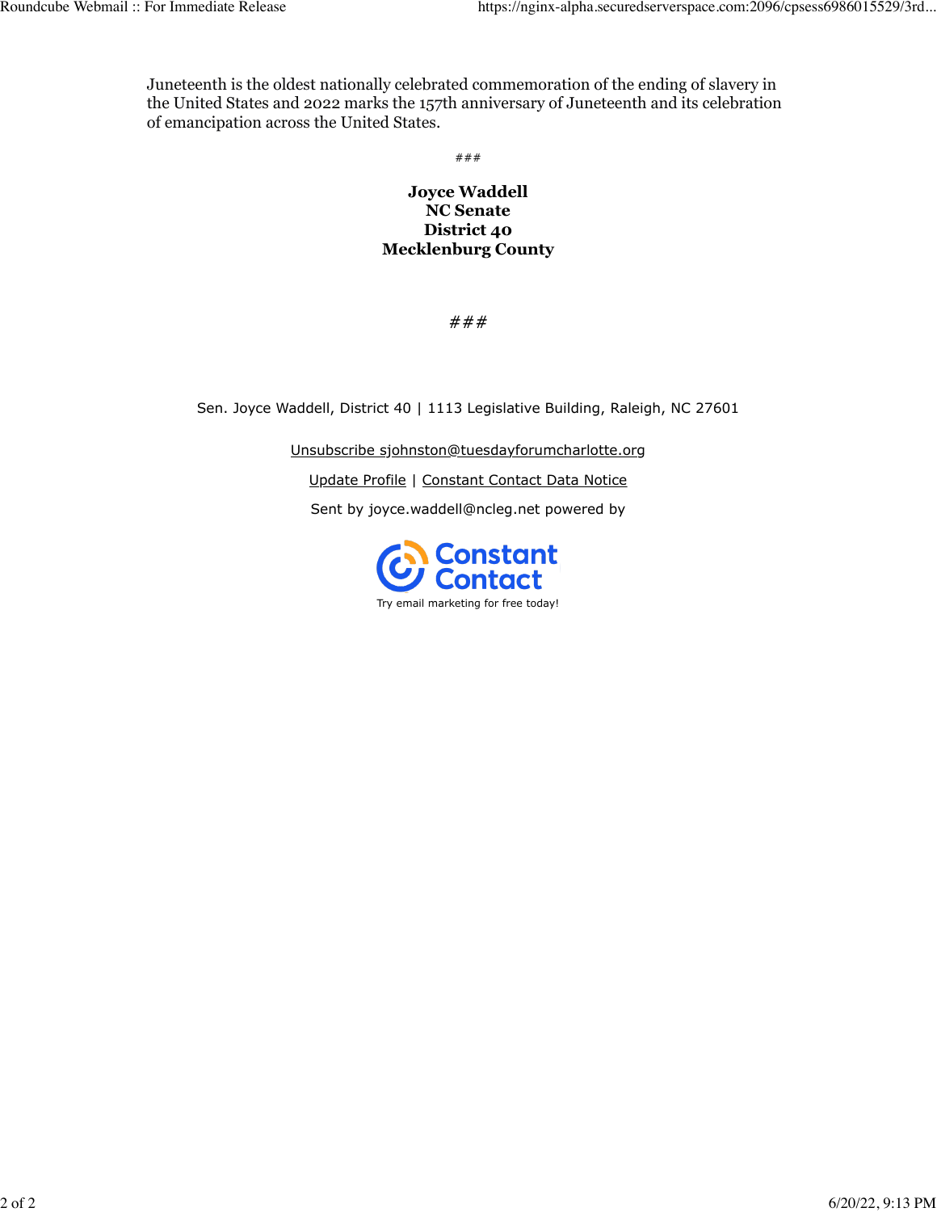Juneteenth is the oldest nationally celebrated commemoration of the ending of slavery in the United States and 2022 marks the 157th anniversary of Juneteenth and its celebration of emancipation across the United States.

###

**Joyce Waddell**
**NC Senate**
**District 40**
**Mecklenburg County**

###

Sen. Joyce Waddell, District 40 | 1113 Legislative Building, Raleigh, NC 27601

Unsubscribe sjohnston@tuesdayforumcharlotte.org

Update Profile | Constant Contact Data Notice

Sent by joyce.waddell@ncleg.net powered by

Constant Contact

Try email marketing for free today!